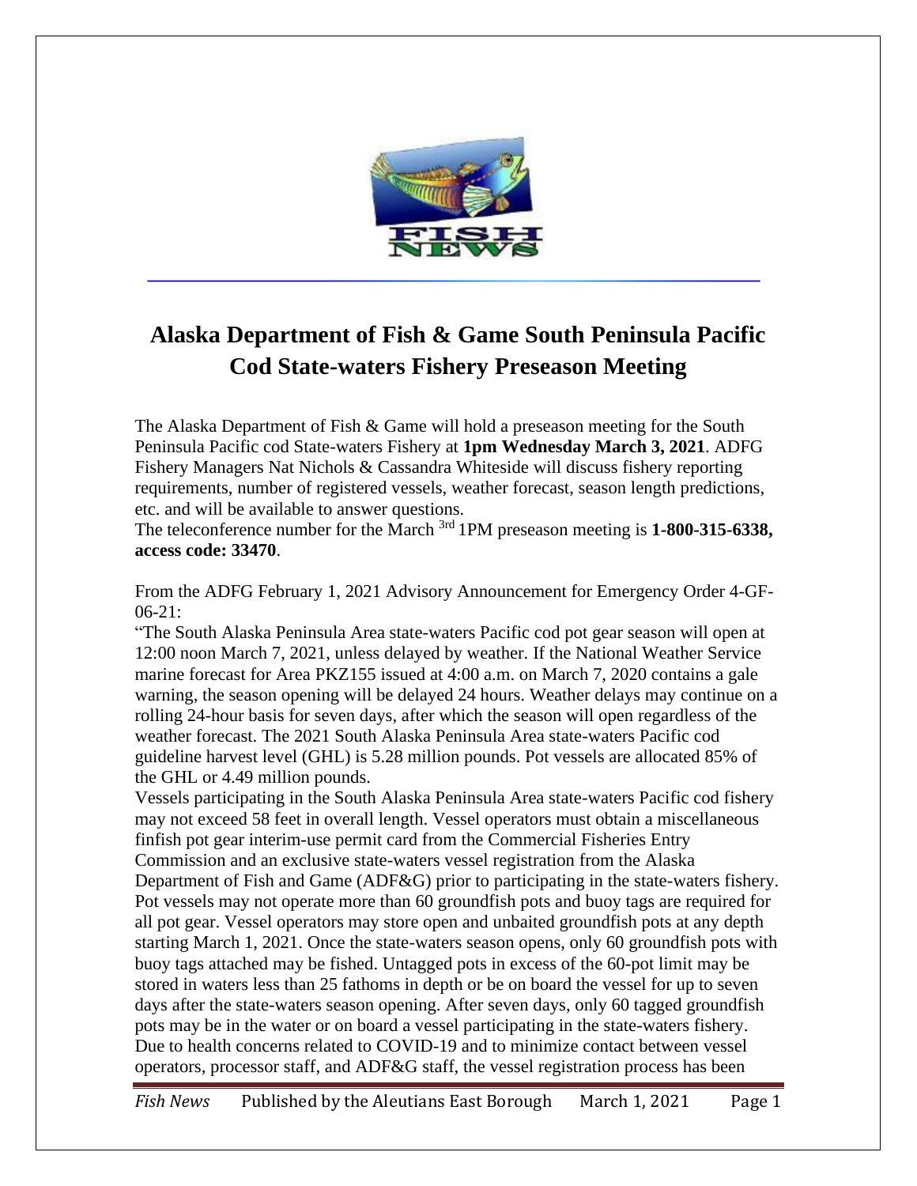# Alaska Department of Fish & Game South Peninsula Pacific Cod State-waters Fishery Preseason Meeting

The Alaska Department of Fish & Game will hold a preseason meeting for the South Peninsula Pacific cod State-waters Fishery at **1pm Wednesday March 3, 2021**. ADFG Fishery Managers Nat Nichols & Cassandra Whiteside will discuss fishery reporting requirements, number of registered vessels, weather forecast, season length predictions, etc. and will be available to answer questions.
The teleconference number for the March 3rd 1PM preseason meeting is **1-800-315-6338, access code: 33470**.

From the ADFG February 1, 2021 Advisory Announcement for Emergency Order 4-GF-06-21:
"The South Alaska Peninsula Area state-waters Pacific cod pot gear season will open at 12:00 noon March 7, 2021, unless delayed by weather. If the National Weather Service marine forecast for Area PKZ155 issued at 4:00 a.m. on March 7, 2020 contains a gale warning, the season opening will be delayed 24 hours. Weather delays may continue on a rolling 24-hour basis for seven days, after which the season will open regardless of the weather forecast. The 2021 South Alaska Peninsula Area state-waters Pacific cod guideline harvest level (GHL) is 5.28 million pounds. Pot vessels are allocated 85% of the GHL or 4.49 million pounds.
Vessels participating in the South Alaska Peninsula Area state-waters Pacific cod fishery may not exceed 58 feet in overall length. Vessel operators must obtain a miscellaneous finfish pot gear interim-use permit card from the Commercial Fisheries Entry Commission and an exclusive state-waters vessel registration from the Alaska Department of Fish and Game (ADF&G) prior to participating in the state-waters fishery. Pot vessels may not operate more than 60 groundfish pots and buoy tags are required for all pot gear. Vessel operators may store open and unbaited groundfish pots at any depth starting March 1, 2021. Once the state-waters season opens, only 60 groundfish pots with buoy tags attached may be fished. Untagged pots in excess of the 60-pot limit may be stored in waters less than 25 fathoms in depth or be on board the vessel for up to seven days after the state-waters season opening. After seven days, only 60 tagged groundfish pots may be in the water or on board a vessel participating in the state-waters fishery. Due to health concerns related to COVID-19 and to minimize contact between vessel operators, processor staff, and ADF&G staff, the vessel registration process has been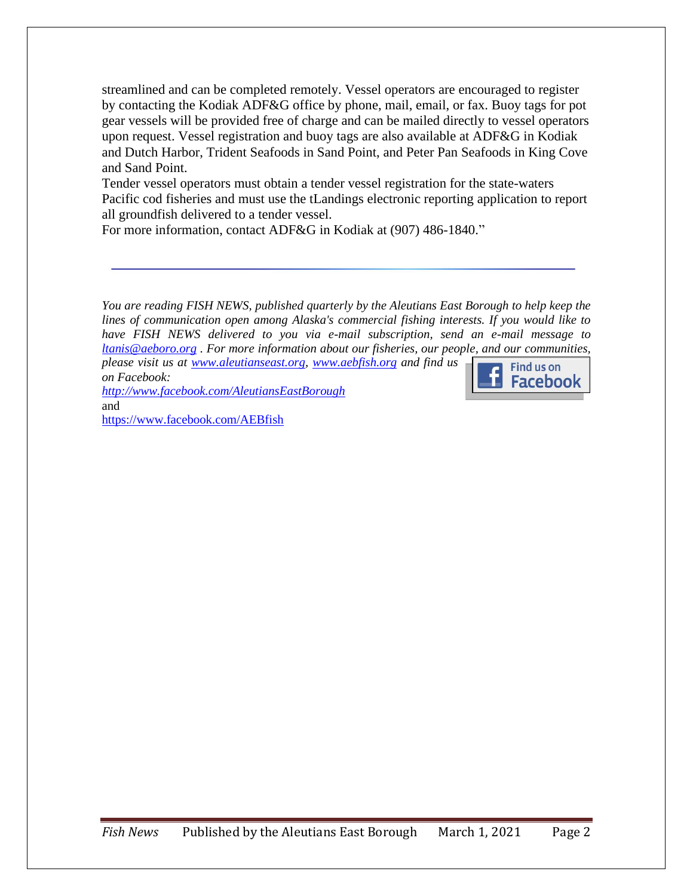streamlined and can be completed remotely. Vessel operators are encouraged to register by contacting the Kodiak ADF&G office by phone, mail, email, or fax. Buoy tags for pot gear vessels will be provided free of charge and can be mailed directly to vessel operators upon request. Vessel registration and buoy tags are also available at ADF&G in Kodiak and Dutch Harbor, Trident Seafoods in Sand Point, and Peter Pan Seafoods in King Cove and Sand Point.

Tender vessel operators must obtain a tender vessel registration for the state-waters Pacific cod fisheries and must use the tLandings electronic reporting application to report all groundfish delivered to a tender vessel.

For more information, contact ADF&G in Kodiak at (907) 486-1840."

---

*You are reading FISH NEWS, published quarterly by the Aleutians East Borough to help keep the lines of communication open among Alaska's commercial fishing interests. If you would like to have FISH NEWS delivered to you via e-mail subscription, send an e-mail message to [ltanis@aeboro.org](mailto:ltanis@aeboro.org) . For more information about our fisheries, our people, and our communities, please visit us at [www.aleutianseast.org](http://www.aleutianseast.org), [www.aebfish.org](http://www.aebfish.org) and find us on Facebook:*

*[http://www.facebook.com/AleutiansEastBorough](http://www.facebook.com/AleutiansEastBorough)*

and

[https://www.facebook.com/AEBfish](https://www.facebook.com/AEBfish)

Find us on Facebook